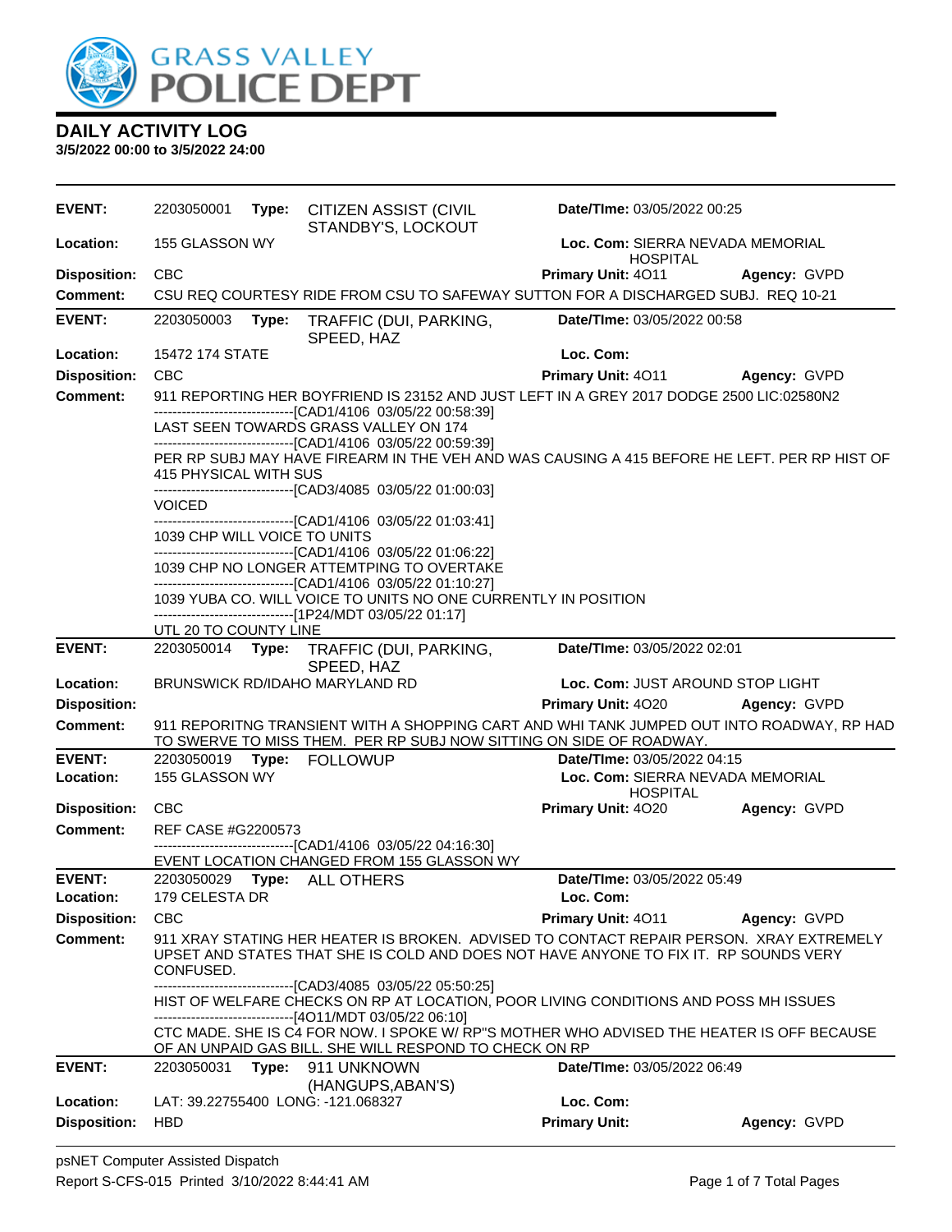# GRASS VALLEY POLICE DEPT

## DAILY ACTIVITY LOG

**3/5/2022 00:00 to 3/5/2022 24:00**

---

**EVENT:** 2203050001 **Type:** CITIZEN ASSIST (CIVIL STANDBY'S, LOCKOUT **Date/TIme:** 03/05/2022 00:25
**Location:** 155 GLASSON WY **Loc. Com:** SIERRA NEVADA MEMORIAL HOSPITAL
**Disposition:** CBC **Primary Unit:** 4O11 **Agency:** GVPD
**Comment:** CSU REQ COURTESY RIDE FROM CSU TO SAFEWAY SUTTON FOR A DISCHARGED SUBJ. REQ 10-21

---

**EVENT:** 2203050003 **Type:** TRAFFIC (DUI, PARKING, SPEED, HAZ **Date/TIme:** 03/05/2022 00:58
**Location:** 15472 174 STATE **Loc. Com:**
**Disposition:** CBC **Primary Unit:** 4O11 **Agency:** GVPD
**Comment:** 911 REPORTING HER BOYFRIEND IS 23152 AND JUST LEFT IN A GREY 2017 DODGE 2500 LIC:02580N2

------------------------------[CAD1/4106 03/05/22 00:58:39]
LAST SEEN TOWARDS GRASS VALLEY ON 174
------------------------------[CAD1/4106 03/05/22 00:59:39]
PER RP SUBJ MAY HAVE FIREARM IN THE VEH AND WAS CAUSING A 415 BEFORE HE LEFT. PER RP HIST OF 415 PHYSICAL WITH SUS
------------------------------[CAD3/4085 03/05/22 01:00:03]
VOICED
------------------------------[CAD1/4106 03/05/22 01:03:41]
1039 CHP WILL VOICE TO UNITS
------------------------------[CAD1/4106 03/05/22 01:06:22]
1039 CHP NO LONGER ATTEMTPING TO OVERTAKE
------------------------------[CAD1/4106 03/05/22 01:10:27]
1039 YUBA CO. WILL VOICE TO UNITS NO ONE CURRENTLY IN POSITION
------------------------------[1P24/MDT 03/05/22 01:17]
UTL 20 TO COUNTY LINE

---

**EVENT:** 2203050014 **Type:** TRAFFIC (DUI, PARKING, SPEED, HAZ **Date/TIme:** 03/05/2022 02:01
**Location:** BRUNSWICK RD/IDAHO MARYLAND RD **Loc. Com:** JUST AROUND STOP LIGHT
**Disposition:** **Primary Unit:** 4O20 **Agency:** GVPD
**Comment:** 911 REPORITNG TRANSIENT WITH A SHOPPING CART AND WHI TANK JUMPED OUT INTO ROADWAY, RP HAD TO SWERVE TO MISS THEM. PER RP SUBJ NOW SITTING ON SIDE OF ROADWAY.

---

**EVENT:** 2203050019 **Type:** FOLLOWUP **Date/TIme:** 03/05/2022 04:15
**Location:** 155 GLASSON WY **Loc. Com:** SIERRA NEVADA MEMORIAL HOSPITAL
**Disposition:** CBC **Primary Unit:** 4O20 **Agency:** GVPD
**Comment:** REF CASE #G2200573

------------------------------[CAD1/4106 03/05/22 04:16:30]
EVENT LOCATION CHANGED FROM 155 GLASSON WY

---

**EVENT:** 2203050029 **Type:** ALL OTHERS **Date/TIme:** 03/05/2022 05:49
**Location:** 179 CELESTA DR **Loc. Com:**
**Disposition:** CBC **Primary Unit:** 4O11 **Agency:** GVPD
**Comment:** 911 XRAY STATING HER HEATER IS BROKEN. ADVISED TO CONTACT REPAIR PERSON. XRAY EXTREMELY UPSET AND STATES THAT SHE IS COLD AND DOES NOT HAVE ANYONE TO FIX IT. RP SOUNDS VERY CONFUSED.

------------------------------[CAD3/4085 03/05/22 05:50:25]
HIST OF WELFARE CHECKS ON RP AT LOCATION, POOR LIVING CONDITIONS AND POSS MH ISSUES
------------------------------[4O11/MDT 03/05/22 06:10]
CTC MADE. SHE IS C4 FOR NOW. I SPOKE W/ RP"S MOTHER WHO ADVISED THE HEATER IS OFF BECAUSE OF AN UNPAID GAS BILL. SHE WILL RESPOND TO CHECK ON RP

---

**EVENT:** 2203050031 **Type:** 911 UNKNOWN (HANGUPS,ABAN'S) **Date/TIme:** 03/05/2022 06:49
**Location:** LAT: 39.22755400 LONG: -121.068327 **Loc. Com:**
**Disposition:** HBD **Primary Unit:** **Agency:** GVPD

---

psNET Computer Assisted Dispatch
Report S-CFS-015 Printed 3/10/2022 8:44:41 AM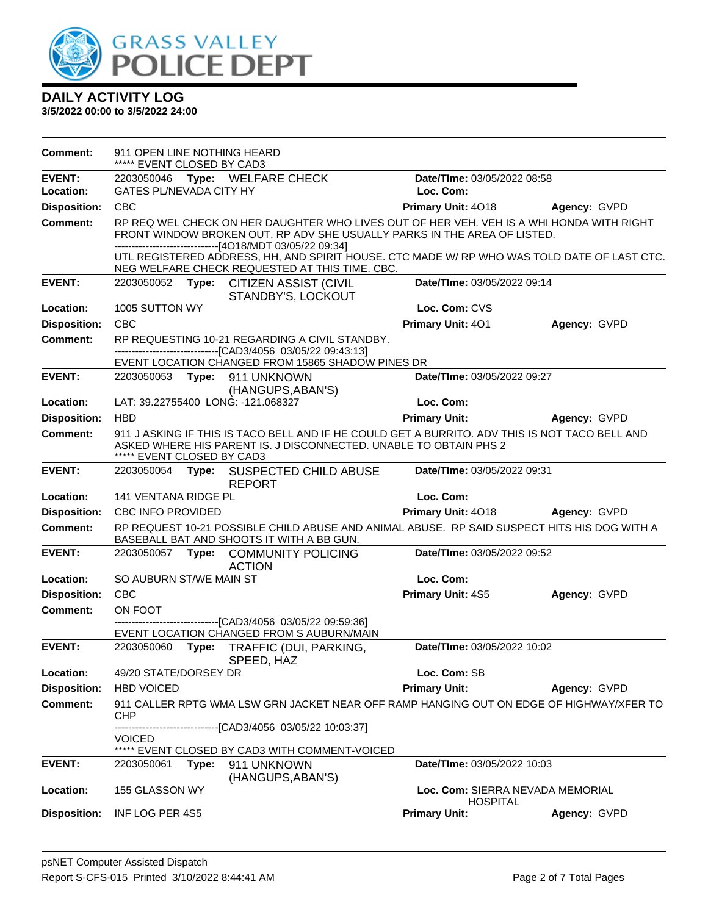# DAILY ACTIVITY LOG

**3/5/2022 00:00 to 3/5/2022 24:00**

**Comment:** 911 OPEN LINE NOTHING HEARD
***** EVENT CLOSED BY CAD3

---

**EVENT:** 2203050046 **Type:** WELFARE CHECK **Date/TIme:** 03/05/2022 08:58
**Location:** GATES PL/NEVADA CITY HY **Loc. Com:**
**Disposition:** CBC **Primary Unit:** 4O18 **Agency:** GVPD
**Comment:** RP REQ WEL CHECK ON HER DAUGHTER WHO LIVES OUT OF HER VEH. VEH IS A WHI HONDA WITH RIGHT FRONT WINDOW BROKEN OUT. RP ADV SHE USUALLY PARKS IN THE AREA OF LISTED.
------------------------------[4O18/MDT 03/05/22 09:34]
UTL REGISTERED ADDRESS, HH, AND SPIRIT HOUSE. CTC MADE W/ RP WHO WAS TOLD DATE OF LAST CTC. NEG WELFARE CHECK REQUESTED AT THIS TIME. CBC.

---

**EVENT:** 2203050052 **Type:** CITIZEN ASSIST (CIVIL STANDBY'S, LOCKOUT **Date/TIme:** 03/05/2022 09:14
**Location:** 1005 SUTTON WY **Loc. Com:** CVS
**Disposition:** CBC **Primary Unit:** 4O1 **Agency:** GVPD
**Comment:** RP REQUESTING 10-21 REGARDING A CIVIL STANDBY.
------------------------------[CAD3/4056 03/05/22 09:43:13]
EVENT LOCATION CHANGED FROM 15865 SHADOW PINES DR

---

**EVENT:** 2203050053 **Type:** 911 UNKNOWN (HANGUPS,ABAN'S) **Date/TIme:** 03/05/2022 09:27
**Location:** LAT: 39.22755400 LONG: -121.068327 **Loc. Com:**
**Disposition:** HBD **Primary Unit:** **Agency:** GVPD
**Comment:** 911 J ASKING IF THIS IS TACO BELL AND IF HE COULD GET A BURRITO. ADV THIS IS NOT TACO BELL AND ASKED WHERE HIS PARENT IS. J DISCONNECTED. UNABLE TO OBTAIN PHS 2
***** EVENT CLOSED BY CAD3

---

**EVENT:** 2203050054 **Type:** SUSPECTED CHILD ABUSE REPORT **Date/TIme:** 03/05/2022 09:31
**Location:** 141 VENTANA RIDGE PL **Loc. Com:**
**Disposition:** CBC INFO PROVIDED **Primary Unit:** 4O18 **Agency:** GVPD
**Comment:** RP REQUEST 10-21 POSSIBLE CHILD ABUSE AND ANIMAL ABUSE. RP SAID SUSPECT HITS HIS DOG WITH A BASEBALL BAT AND SHOOTS IT WITH A BB GUN.

---

**EVENT:** 2203050057 **Type:** COMMUNITY POLICING ACTION **Date/TIme:** 03/05/2022 09:52
**Location:** SO AUBURN ST/WE MAIN ST **Loc. Com:**
**Disposition:** CBC **Primary Unit:** 4S5 **Agency:** GVPD
**Comment:** ON FOOT
------------------------------[CAD3/4056 03/05/22 09:59:36]
EVENT LOCATION CHANGED FROM S AUBURN/MAIN

---

**EVENT:** 2203050060 **Type:** TRAFFIC (DUI, PARKING, SPEED, HAZ **Date/TIme:** 03/05/2022 10:02
**Location:** 49/20 STATE/DORSEY DR **Loc. Com:** SB
**Disposition:** HBD VOICED **Primary Unit:** **Agency:** GVPD
**Comment:** 911 CALLER RPTG WMA LSW GRN JACKET NEAR OFF RAMP HANGING OUT ON EDGE OF HIGHWAY/XFER TO CHP
------------------------------[CAD3/4056 03/05/22 10:03:37]
VOICED
***** EVENT CLOSED BY CAD3 WITH COMMENT-VOICED

---

**EVENT:** 2203050061 **Type:** 911 UNKNOWN (HANGUPS,ABAN'S) **Date/TIme:** 03/05/2022 10:03
**Location:** 155 GLASSON WY **Loc. Com:** SIERRA NEVADA MEMORIAL HOSPITAL
**Disposition:** INF LOG PER 4S5 **Primary Unit:** **Agency:** GVPD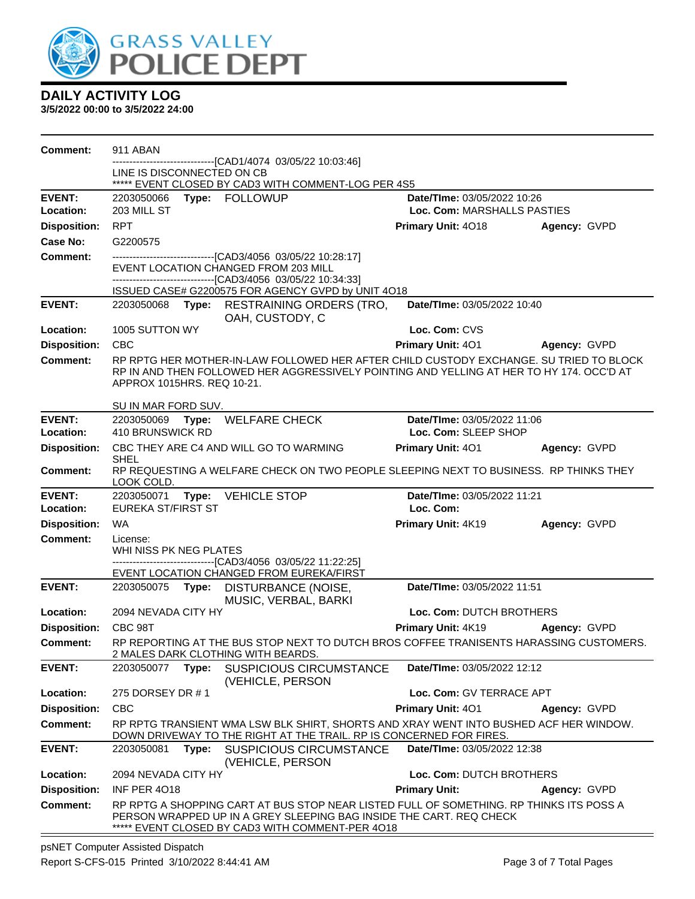**DAILY ACTIVITY LOG**
**3/5/2022 00:00 to 3/5/2022 24:00**

**Comment:** 911 ABAN
------------------------------[CAD1/4074 03/05/22 10:03:46]
LINE IS DISCONNECTED ON CB
***** EVENT CLOSED BY CAD3 WITH COMMENT-LOG PER 4S5

---

**EVENT:** 2203050066 **Type:** FOLLOWUP **Date/TIme:** 03/05/2022 10:26
**Location:** 203 MILL ST **Loc. Com:** MARSHALLS PASTIES
**Disposition:** RPT **Primary Unit:** 4O18 **Agency:** GVPD
**Case No:** G2200575
**Comment:**
------------------------------[CAD3/4056 03/05/22 10:28:17]
EVENT LOCATION CHANGED FROM 203 MILL
------------------------------[CAD3/4056 03/05/22 10:34:33]
ISSUED CASE# G2200575 FOR AGENCY GVPD by UNIT 4O18

---

**EVENT:** 2203050068 **Type:** RESTRAINING ORDERS (TRO, OAH, CUSTODY, C **Date/TIme:** 03/05/2022 10:40
**Location:** 1005 SUTTON WY **Loc. Com:** CVS
**Disposition:** CBC **Primary Unit:** 4O1 **Agency:** GVPD
**Comment:** RP RPTG HER MOTHER-IN-LAW FOLLOWED HER AFTER CHILD CUSTODY EXCHANGE. SU TRIED TO BLOCK RP IN AND THEN FOLLOWED HER AGGRESSIVELY POINTING AND YELLING AT HER TO HY 174. OCC'D AT APPROX 1015HRS. REQ 10-21.

SU IN MAR FORD SUV.

---

**EVENT:** 2203050069 **Type:** WELFARE CHECK **Date/TIme:** 03/05/2022 11:06
**Location:** 410 BRUNSWICK RD **Loc. Com:** SLEEP SHOP
**Disposition:** CBC THEY ARE C4 AND WILL GO TO WARMING SHEL **Primary Unit:** 4O1 **Agency:** GVPD
**Comment:** RP REQUESTING A WELFARE CHECK ON TWO PEOPLE SLEEPING NEXT TO BUSINESS. RP THINKS THEY LOOK COLD.

---

**EVENT:** 2203050071 **Type:** VEHICLE STOP **Date/TIme:** 03/05/2022 11:21
**Location:** EUREKA ST/FIRST ST **Loc. Com:**
**Disposition:** WA **Primary Unit:** 4K19 **Agency:** GVPD
**Comment:** License:
WHI NISS PK NEG PLATES
------------------------------[CAD3/4056 03/05/22 11:22:25]
EVENT LOCATION CHANGED FROM EUREKA/FIRST

---

**EVENT:** 2203050075 **Type:** DISTURBANCE (NOISE, MUSIC, VERBAL, BARKI **Date/TIme:** 03/05/2022 11:51
**Location:** 2094 NEVADA CITY HY **Loc. Com:** DUTCH BROTHERS
**Disposition:** CBC 98T **Primary Unit:** 4K19 **Agency:** GVPD
**Comment:** RP REPORTING AT THE BUS STOP NEXT TO DUTCH BROS COFFEE TRANISENTS HARASSING CUSTOMERS. 2 MALES DARK CLOTHING WITH BEARDS.

---

**EVENT:** 2203050077 **Type:** SUSPICIOUS CIRCUMSTANCE (VEHICLE, PERSON **Date/TIme:** 03/05/2022 12:12
**Location:** 275 DORSEY DR # 1 **Loc. Com:** GV TERRACE APT
**Disposition:** CBC **Primary Unit:** 4O1 **Agency:** GVPD
**Comment:** RP RPTG TRANSIENT WMA LSW BLK SHIRT, SHORTS AND XRAY WENT INTO BUSHED ACF HER WINDOW. DOWN DRIVEWAY TO THE RIGHT AT THE TRAIL. RP IS CONCERNED FOR FIRES.

---

**EVENT:** 2203050081 **Type:** SUSPICIOUS CIRCUMSTANCE (VEHICLE, PERSON **Date/TIme:** 03/05/2022 12:38
**Location:** 2094 NEVADA CITY HY **Loc. Com:** DUTCH BROTHERS
**Disposition:** INF PER 4O18 **Primary Unit:** **Agency:** GVPD
**Comment:** RP RPTG A SHOPPING CART AT BUS STOP NEAR LISTED FULL OF SOMETHING. RP THINKS ITS POSS A PERSON WRAPPED UP IN A GREY SLEEPING BAG INSIDE THE CART. REQ CHECK
***** EVENT CLOSED BY CAD3 WITH COMMENT-PER 4O18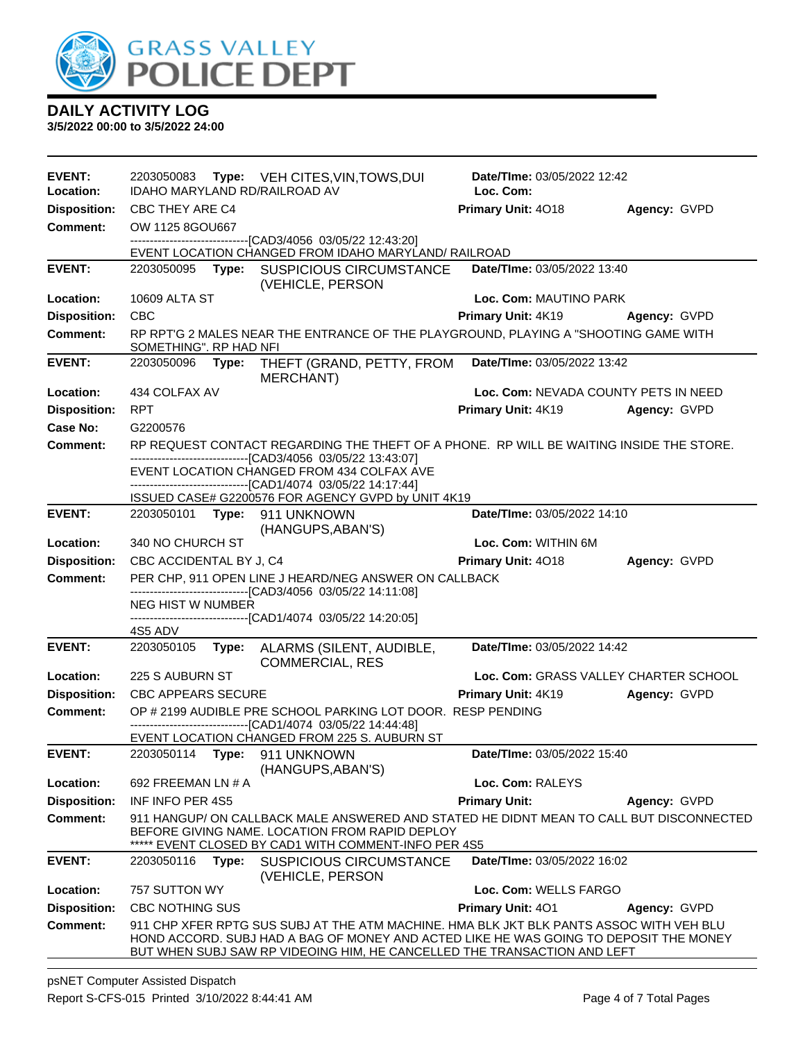# GRASS VALLEY POLICE DEPT

## DAILY ACTIVITY LOG

**3/5/2022 00:00 to 3/5/2022 24:00**

---

**EVENT:** 2203050083 **Type:** VEH CITES,VIN,TOWS,DUI **Date/TIme:** 03/05/2022 12:42
**Location:** IDAHO MARYLAND RD/RAILROAD AV **Loc. Com:**
**Disposition:** CBC THEY ARE C4 **Primary Unit:** 4O18 **Agency:** GVPD
**Comment:** OW 1125 8GOU667
------------------------------[CAD3/4056 03/05/22 12:43:20]
EVENT LOCATION CHANGED FROM IDAHO MARYLAND/ RAILROAD

---

**EVENT:** 2203050095 **Type:** SUSPICIOUS CIRCUMSTANCE (VEHICLE, PERSON **Date/TIme:** 03/05/2022 13:40
**Location:** 10609 ALTA ST **Loc. Com:** MAUTINO PARK
**Disposition:** CBC **Primary Unit:** 4K19 **Agency:** GVPD
**Comment:** RP RPT'G 2 MALES NEAR THE ENTRANCE OF THE PLAYGROUND, PLAYING A "SHOOTING GAME WITH SOMETHING". RP HAD NFI

---

**EVENT:** 2203050096 **Type:** THEFT (GRAND, PETTY, FROM MERCHANT) **Date/TIme:** 03/05/2022 13:42
**Location:** 434 COLFAX AV **Loc. Com:** NEVADA COUNTY PETS IN NEED
**Disposition:** RPT **Primary Unit:** 4K19 **Agency:** GVPD
**Case No:** G2200576
**Comment:** RP REQUEST CONTACT REGARDING THE THEFT OF A PHONE. RP WILL BE WAITING INSIDE THE STORE.
------------------------------[CAD3/4056 03/05/22 13:43:07]
EVENT LOCATION CHANGED FROM 434 COLFAX AVE
------------------------------[CAD1/4074 03/05/22 14:17:44]
ISSUED CASE# G2200576 FOR AGENCY GVPD by UNIT 4K19

---

**EVENT:** 2203050101 **Type:** 911 UNKNOWN (HANGUPS,ABAN'S) **Date/TIme:** 03/05/2022 14:10
**Location:** 340 NO CHURCH ST **Loc. Com:** WITHIN 6M
**Disposition:** CBC ACCIDENTAL BY J, C4 **Primary Unit:** 4O18 **Agency:** GVPD
**Comment:** PER CHP, 911 OPEN LINE J HEARD/NEG ANSWER ON CALLBACK
------------------------------[CAD3/4056 03/05/22 14:11:08]
NEG HIST W NUMBER
------------------------------[CAD1/4074 03/05/22 14:20:05]
4S5 ADV

---

**EVENT:** 2203050105 **Type:** ALARMS (SILENT, AUDIBLE, COMMERCIAL, RES **Date/TIme:** 03/05/2022 14:42
**Location:** 225 S AUBURN ST **Loc. Com:** GRASS VALLEY CHARTER SCHOOL
**Disposition:** CBC APPEARS SECURE **Primary Unit:** 4K19 **Agency:** GVPD
**Comment:** OP # 2199 AUDIBLE PRE SCHOOL PARKING LOT DOOR. RESP PENDING
------------------------------[CAD1/4074 03/05/22 14:44:48]
EVENT LOCATION CHANGED FROM 225 S. AUBURN ST

---

**EVENT:** 2203050114 **Type:** 911 UNKNOWN (HANGUPS,ABAN'S) **Date/TIme:** 03/05/2022 15:40
**Location:** 692 FREEMAN LN # A **Loc. Com:** RALEYS
**Disposition:** INF INFO PER 4S5 **Primary Unit:** **Agency:** GVPD
**Comment:** 911 HANGUP/ ON CALLBACK MALE ANSWERED AND STATED HE DIDNT MEAN TO CALL BUT DISCONNECTED BEFORE GIVING NAME. LOCATION FROM RAPID DEPLOY
***** EVENT CLOSED BY CAD1 WITH COMMENT-INFO PER 4S5

---

**EVENT:** 2203050116 **Type:** SUSPICIOUS CIRCUMSTANCE (VEHICLE, PERSON **Date/TIme:** 03/05/2022 16:02
**Location:** 757 SUTTON WY **Loc. Com:** WELLS FARGO
**Disposition:** CBC NOTHING SUS **Primary Unit:** 4O1 **Agency:** GVPD
**Comment:** 911 CHP XFER RPTG SUS SUBJ AT THE ATM MACHINE. HMA BLK JKT BLK PANTS ASSOC WITH VEH BLU HOND ACCORD. SUBJ HAD A BAG OF MONEY AND ACTED LIKE HE WAS GOING TO DEPOSIT THE MONEY BUT WHEN SUBJ SAW RP VIDEOING HIM, HE CANCELLED THE TRANSACTION AND LEFT

---

psNET Computer Assisted Dispatch
Report S-CFS-015 Printed 3/10/2022 8:44:41 AM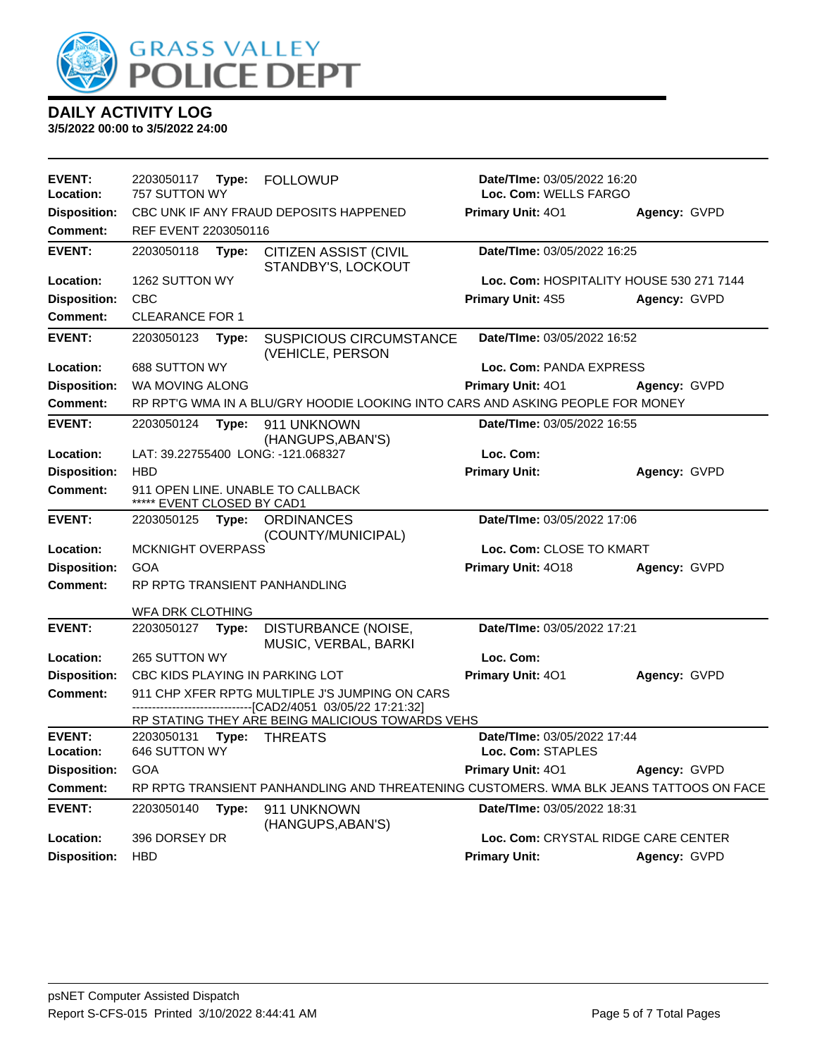## DAILY ACTIVITY LOG

**3/5/2022 00:00 to 3/5/2022 24:00**

| | | | |
|---|---|---|---|
| **EVENT:** 2203050117 **Type:** FOLLOWUP | **Date/TIme:** 03/05/2022 16:20 | | |
| **Location:** 757 SUTTON WY | **Loc. Com:** WELLS FARGO | | |
| **Disposition:** CBC UNK IF ANY FRAUD DEPOSITS HAPPENED | **Primary Unit:** 4O1 | **Agency:** GVPD | |
| **Comment:** REF EVENT 2203050116 | | | |

| | | | |
|---|---|---|---|
| **EVENT:** 2203050118 **Type:** CITIZEN ASSIST (CIVIL STANDBY'S, LOCKOUT | **Date/TIme:** 03/05/2022 16:25 | | |
| **Location:** 1262 SUTTON WY | **Loc. Com:** HOSPITALITY HOUSE 530 271 7144 | | |
| **Disposition:** CBC | **Primary Unit:** 4S5 | **Agency:** GVPD | |
| **Comment:** CLEARANCE FOR 1 | | | |

| | | | |
|---|---|---|---|
| **EVENT:** 2203050123 **Type:** SUSPICIOUS CIRCUMSTANCE (VEHICLE, PERSON | **Date/TIme:** 03/05/2022 16:52 | | |
| **Location:** 688 SUTTON WY | **Loc. Com:** PANDA EXPRESS | | |
| **Disposition:** WA MOVING ALONG | **Primary Unit:** 4O1 | **Agency:** GVPD | |
| **Comment:** RP RPT'G WMA IN A BLU/GRY HOODIE LOOKING INTO CARS AND ASKING PEOPLE FOR MONEY | | | |

| | | | |
|---|---|---|---|
| **EVENT:** 2203050124 **Type:** 911 UNKNOWN (HANGUPS,ABAN'S) | **Date/TIme:** 03/05/2022 16:55 | | |
| **Location:** LAT: 39.22755400 LONG: -121.068327 | **Loc. Com:** | | |
| **Disposition:** HBD | **Primary Unit:** | **Agency:** GVPD | |
| **Comment:** 911 OPEN LINE. UNABLE TO CALLBACK ***** EVENT CLOSED BY CAD1 | | | |

| | | | |
|---|---|---|---|
| **EVENT:** 2203050125 **Type:** ORDINANCES (COUNTY/MUNICIPAL) | **Date/TIme:** 03/05/2022 17:06 | | |
| **Location:** MCKNIGHT OVERPASS | **Loc. Com:** CLOSE TO KMART | | |
| **Disposition:** GOA | **Primary Unit:** 4O18 | **Agency:** GVPD | |
| **Comment:** RP RPTG TRANSIENT PANHANDLING<br>WFA DRK CLOTHING | | | |

| | | | |
|---|---|---|---|
| **EVENT:** 2203050127 **Type:** DISTURBANCE (NOISE, MUSIC, VERBAL, BARKI | **Date/TIme:** 03/05/2022 17:21 | | |
| **Location:** 265 SUTTON WY | **Loc. Com:** | | |
| **Disposition:** CBC KIDS PLAYING IN PARKING LOT | **Primary Unit:** 4O1 | **Agency:** GVPD | |
| **Comment:** 911 CHP XFER RPTG MULTIPLE J'S JUMPING ON CARS<br>------------------------------[CAD2/4051 03/05/22 17:21:32]<br>RP STATING THEY ARE BEING MALICIOUS TOWARDS VEHS | | | |

| | | | |
|---|---|---|---|
| **EVENT:** 2203050131 **Type:** THREATS | **Date/TIme:** 03/05/2022 17:44 | | |
| **Location:** 646 SUTTON WY | **Loc. Com:** STAPLES | | |
| **Disposition:** GOA | **Primary Unit:** 4O1 | **Agency:** GVPD | |
| **Comment:** RP RPTG TRANSIENT PANHANDLING AND THREATENING CUSTOMERS. WMA BLK JEANS TATTOOS ON FACE | | | |

| | | | |
|---|---|---|---|
| **EVENT:** 2203050140 **Type:** 911 UNKNOWN (HANGUPS,ABAN'S) | **Date/TIme:** 03/05/2022 18:31 | | |
| **Location:** 396 DORSEY DR | **Loc. Com:** CRYSTAL RIDGE CARE CENTER | | |
| **Disposition:** HBD | **Primary Unit:** | **Agency:** GVPD | |

psNET Computer Assisted Dispatch
Report S-CFS-015 Printed 3/10/2022 8:44:41 AM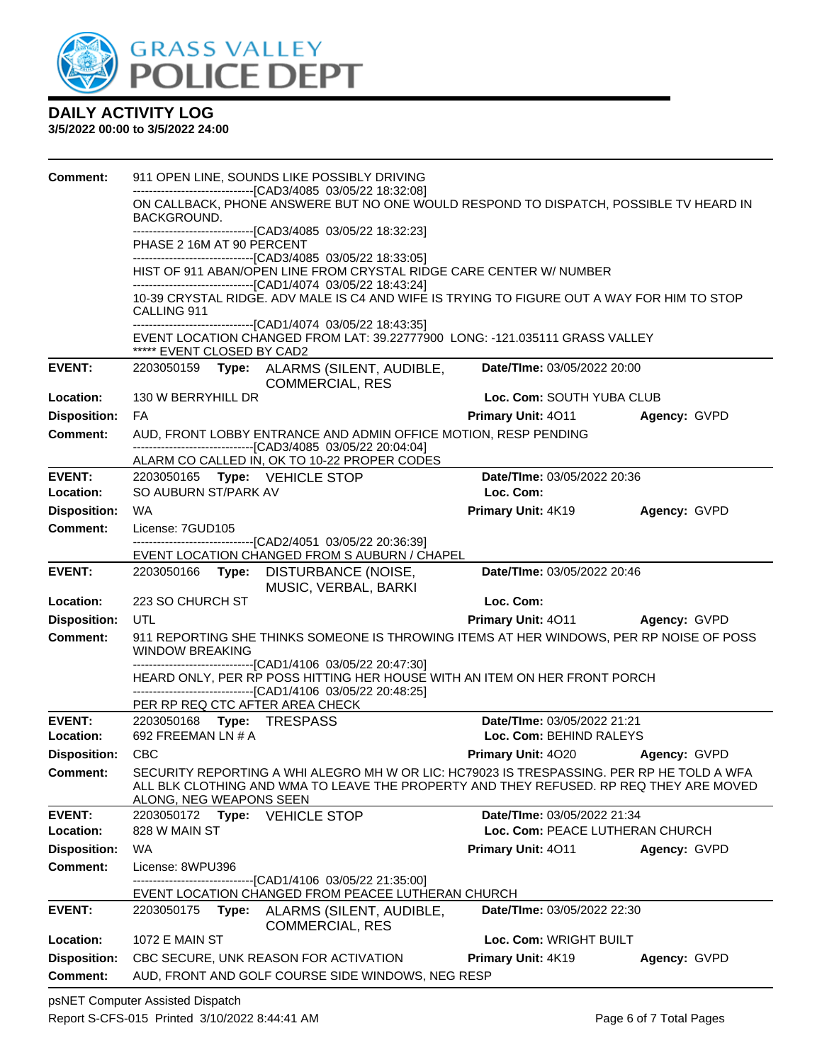# GRASS VALLEY POLICE DEPT

## DAILY ACTIVITY LOG

**3/5/2022 00:00 to 3/5/2022 24:00**

**Comment:** 911 OPEN LINE, SOUNDS LIKE POSSIBLY DRIVING
------------------------------[CAD3/4085 03/05/22 18:32:08]
ON CALLBACK, PHONE ANSWERE BUT NO ONE WOULD RESPOND TO DISPATCH, POSSIBLE TV HEARD IN BACKGROUND.
------------------------------[CAD3/4085 03/05/22 18:32:23]
PHASE 2 16M AT 90 PERCENT
------------------------------[CAD3/4085 03/05/22 18:33:05]
HIST OF 911 ABAN/OPEN LINE FROM CRYSTAL RIDGE CARE CENTER W/ NUMBER
------------------------------[CAD1/4074 03/05/22 18:43:24]
10-39 CRYSTAL RIDGE. ADV MALE IS C4 AND WIFE IS TRYING TO FIGURE OUT A WAY FOR HIM TO STOP CALLING 911
------------------------------[CAD1/4074 03/05/22 18:43:35]
EVENT LOCATION CHANGED FROM LAT: 39.22777900 LONG: -121.035111 GRASS VALLEY
***** EVENT CLOSED BY CAD2

---

**EVENT:** 2203050159 **Type:** ALARMS (SILENT, AUDIBLE, COMMERCIAL, RES **Date/TIme:** 03/05/2022 20:00
**Location:** 130 W BERRYHILL DR **Loc. Com:** SOUTH YUBA CLUB
**Disposition:** FA **Primary Unit:** 4O11 **Agency:** GVPD
**Comment:** AUD, FRONT LOBBY ENTRANCE AND ADMIN OFFICE MOTION, RESP PENDING
------------------------------[CAD3/4085 03/05/22 20:04:04]
ALARM CO CALLED IN, OK TO 10-22 PROPER CODES

---

**EVENT:** 2203050165 **Type:** VEHICLE STOP **Date/TIme:** 03/05/2022 20:36
**Location:** SO AUBURN ST/PARK AV **Loc. Com:**
**Disposition:** WA **Primary Unit:** 4K19 **Agency:** GVPD
**Comment:** License: 7GUD105
------------------------------[CAD2/4051 03/05/22 20:36:39]
EVENT LOCATION CHANGED FROM S AUBURN / CHAPEL

---

**EVENT:** 2203050166 **Type:** DISTURBANCE (NOISE, MUSIC, VERBAL, BARKI **Date/TIme:** 03/05/2022 20:46
**Location:** 223 SO CHURCH ST **Loc. Com:**
**Disposition:** UTL **Primary Unit:** 4O11 **Agency:** GVPD
**Comment:** 911 REPORTING SHE THINKS SOMEONE IS THROWING ITEMS AT HER WINDOWS, PER RP NOISE OF POSS WINDOW BREAKING
------------------------------[CAD1/4106 03/05/22 20:47:30]
HEARD ONLY, PER RP POSS HITTING HER HOUSE WITH AN ITEM ON HER FRONT PORCH
------------------------------[CAD1/4106 03/05/22 20:48:25]
PER RP REQ CTC AFTER AREA CHECK

---

**EVENT:** 2203050168 **Type:** TRESPASS **Date/TIme:** 03/05/2022 21:21
**Location:** 692 FREEMAN LN # A **Loc. Com:** BEHIND RALEYS
**Disposition:** CBC **Primary Unit:** 4O20 **Agency:** GVPD
**Comment:** SECURITY REPORTING A WHI ALEGRO MH W OR LIC: HC79023 IS TRESPASSING. PER RP HE TOLD A WFA ALL BLK CLOTHING AND WMA TO LEAVE THE PROPERTY AND THEY REFUSED. RP REQ THEY ARE MOVED ALONG, NEG WEAPONS SEEN

---

**EVENT:** 2203050172 **Type:** VEHICLE STOP **Date/TIme:** 03/05/2022 21:34
**Location:** 828 W MAIN ST **Loc. Com:** PEACE LUTHERAN CHURCH
**Disposition:** WA **Primary Unit:** 4O11 **Agency:** GVPD
**Comment:** License: 8WPU396
------------------------------[CAD1/4106 03/05/22 21:35:00]
EVENT LOCATION CHANGED FROM PEACEE LUTHERAN CHURCH

---

**EVENT:** 2203050175 **Type:** ALARMS (SILENT, AUDIBLE, COMMERCIAL, RES **Date/TIme:** 03/05/2022 22:30
**Location:** 1072 E MAIN ST **Loc. Com:** WRIGHT BUILT
**Disposition:** CBC SECURE, UNK REASON FOR ACTIVATION **Primary Unit:** 4K19 **Agency:** GVPD
**Comment:** AUD, FRONT AND GOLF COURSE SIDE WINDOWS, NEG RESP

psNET Computer Assisted Dispatch
Report S-CFS-015 Printed 3/10/2022 8:44:41 AM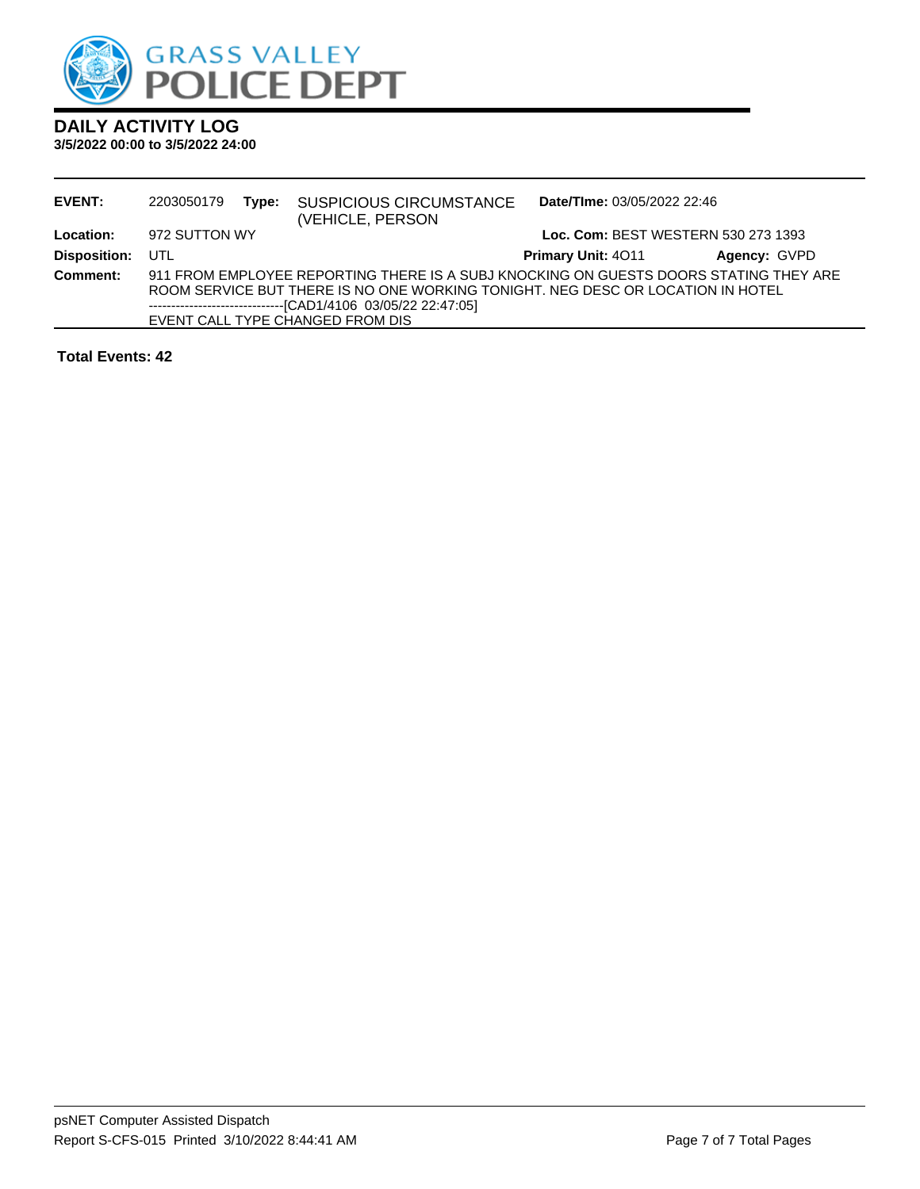# GRASS VALLEY POLICE DEPT

## DAILY ACTIVITY LOG

**3/5/2022 00:00 to 3/5/2022 24:00**

| | | | | | |
|---|---|---|---|---|---|
| **EVENT:** | 2203050179 | **Type:** SUSPICIOUS CIRCUMSTANCE (VEHICLE, PERSON | | **Date/TIme:** 03/05/2022 22:46 | |
| **Location:** | 972 SUTTON WY | | | **Loc. Com:** BEST WESTERN 530 273 1393 | |
| **Disposition:** | UTL | | | **Primary Unit:** 4O11 | **Agency:** GVPD |
| **Comment:** | 911 FROM EMPLOYEE REPORTING THERE IS A SUBJ KNOCKING ON GUESTS DOORS STATING THEY ARE ROOM SERVICE BUT THERE IS NO ONE WORKING TONIGHT. NEG DESC OR LOCATION IN HOTEL ------------------------------[CAD1/4106 03/05/22 22:47:05] EVENT CALL TYPE CHANGED FROM DIS | | | | |

**Total Events: 42**

psNET Computer Assisted Dispatch

Report S-CFS-015 Printed 3/10/2022 8:44:41 AM